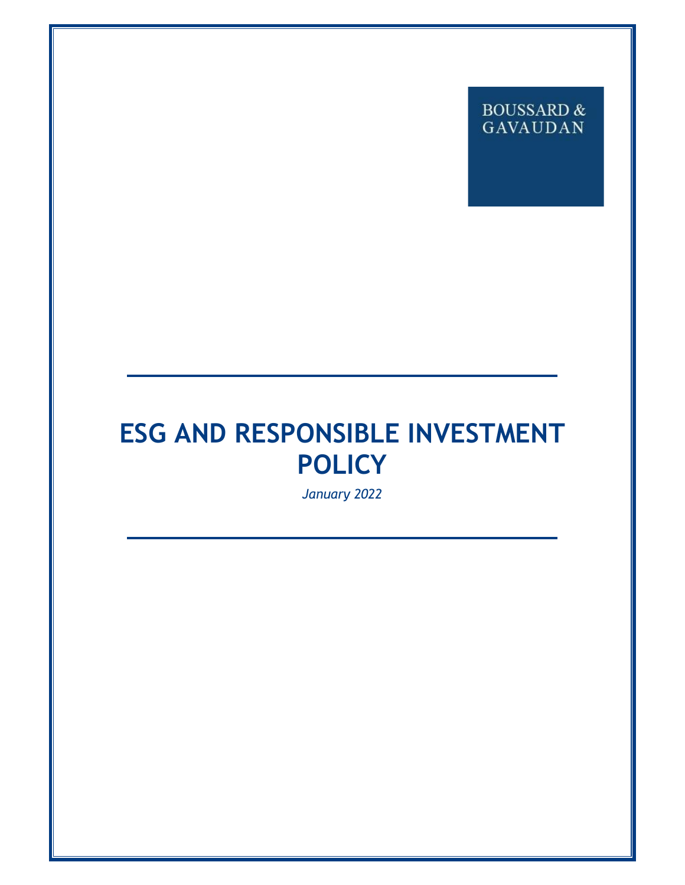BOUSSARD &
GAVAUDAN

# ESG AND RESPONSIBLE INVESTMENT POLICY

*January 2022*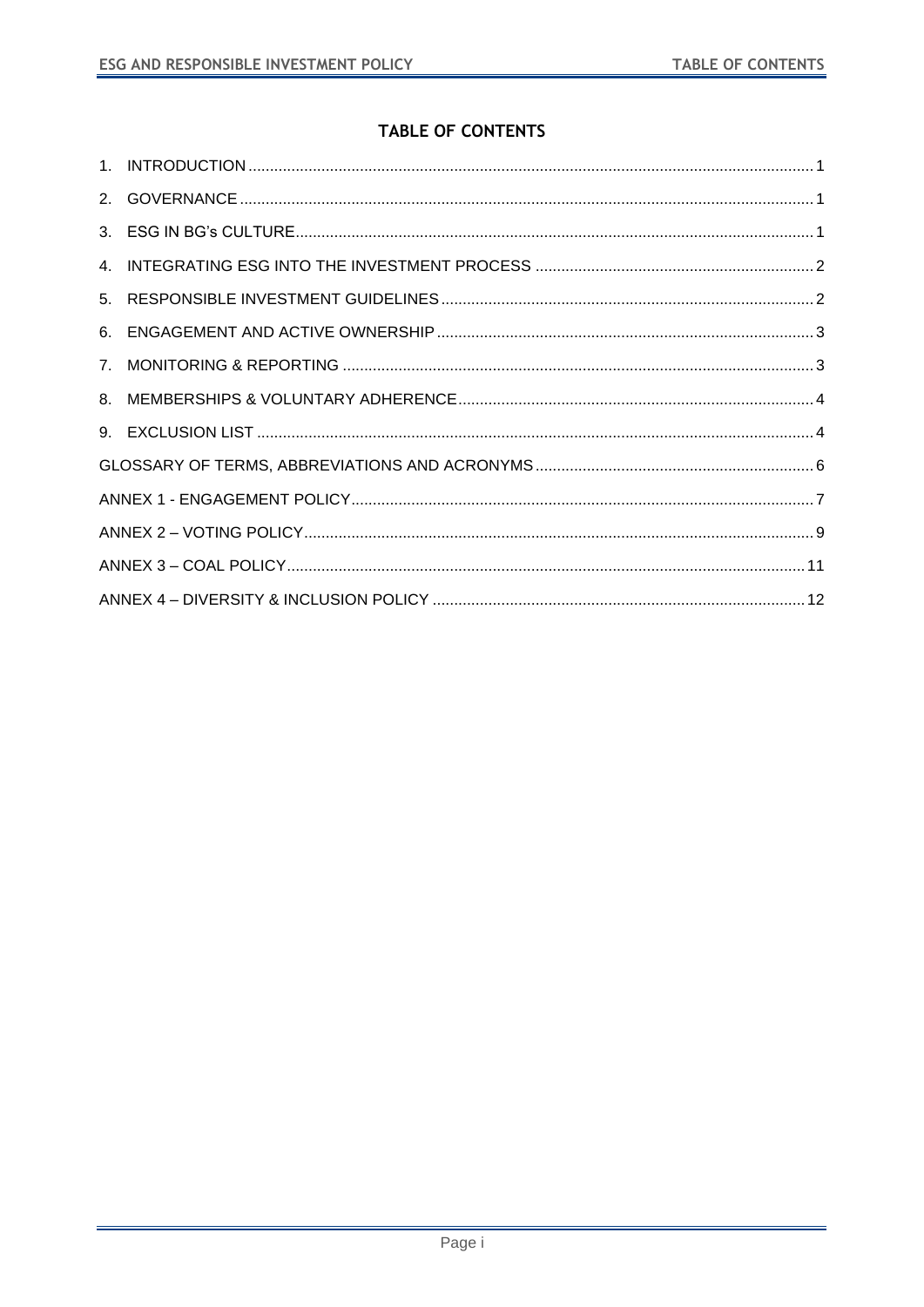# TABLE OF CONTENTS

1. INTRODUCTION ..... 1
2. GOVERNANCE ..... 1
3. ESG IN BG's CULTURE ..... 1
4. INTEGRATING ESG INTO THE INVESTMENT PROCESS ..... 2
5. RESPONSIBLE INVESTMENT GUIDELINES ..... 2
6. ENGAGEMENT AND ACTIVE OWNERSHIP ..... 3
7. MONITORING & REPORTING ..... 3
8. MEMBERSHIPS & VOLUNTARY ADHERENCE ..... 4
9. EXCLUSION LIST ..... 4

GLOSSARY OF TERMS, ABBREVIATIONS AND ACRONYMS ..... 6

ANNEX 1 - ENGAGEMENT POLICY ..... 7

ANNEX 2 – VOTING POLICY ..... 9

ANNEX 3 – COAL POLICY ..... 11

ANNEX 4 – DIVERSITY & INCLUSION POLICY ..... 12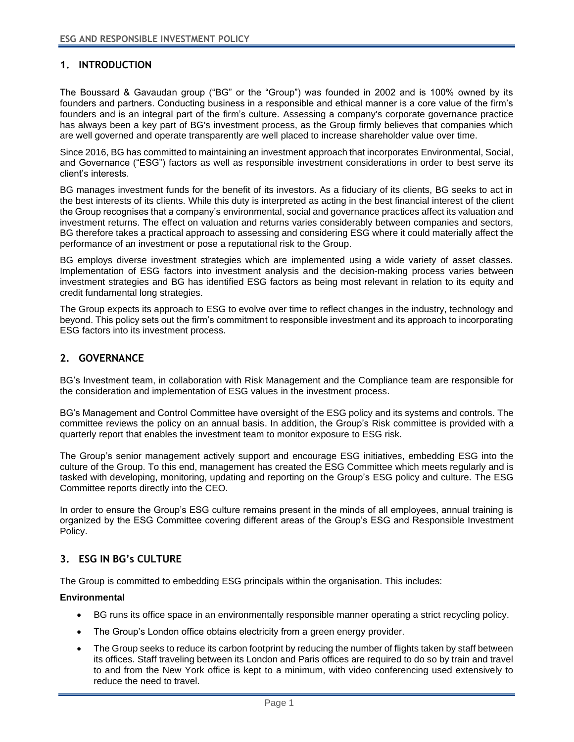## 1. INTRODUCTION

The Boussard & Gavaudan group ("BG" or the "Group") was founded in 2002 and is 100% owned by its founders and partners. Conducting business in a responsible and ethical manner is a core value of the firm's founders and is an integral part of the firm's culture. Assessing a company's corporate governance practice has always been a key part of BG's investment process, as the Group firmly believes that companies which are well governed and operate transparently are well placed to increase shareholder value over time.

Since 2016, BG has committed to maintaining an investment approach that incorporates Environmental, Social, and Governance ("ESG") factors as well as responsible investment considerations in order to best serve its client's interests.

BG manages investment funds for the benefit of its investors. As a fiduciary of its clients, BG seeks to act in the best interests of its clients. While this duty is interpreted as acting in the best financial interest of the client the Group recognises that a company's environmental, social and governance practices affect its valuation and investment returns. The effect on valuation and returns varies considerably between companies and sectors, BG therefore takes a practical approach to assessing and considering ESG where it could materially affect the performance of an investment or pose a reputational risk to the Group.

BG employs diverse investment strategies which are implemented using a wide variety of asset classes. Implementation of ESG factors into investment analysis and the decision-making process varies between investment strategies and BG has identified ESG factors as being most relevant in relation to its equity and credit fundamental long strategies.

The Group expects its approach to ESG to evolve over time to reflect changes in the industry, technology and beyond. This policy sets out the firm's commitment to responsible investment and its approach to incorporating ESG factors into its investment process.

## 2. GOVERNANCE

BG's Investment team, in collaboration with Risk Management and the Compliance team are responsible for the consideration and implementation of ESG values in the investment process.

BG's Management and Control Committee have oversight of the ESG policy and its systems and controls. The committee reviews the policy on an annual basis. In addition, the Group's Risk committee is provided with a quarterly report that enables the investment team to monitor exposure to ESG risk.

The Group's senior management actively support and encourage ESG initiatives, embedding ESG into the culture of the Group. To this end, management has created the ESG Committee which meets regularly and is tasked with developing, monitoring, updating and reporting on the Group's ESG policy and culture. The ESG Committee reports directly into the CEO.

In order to ensure the Group's ESG culture remains present in the minds of all employees, annual training is organized by the ESG Committee covering different areas of the Group's ESG and Responsible Investment Policy.

## 3. ESG IN BG's CULTURE

The Group is committed to embedding ESG principals within the organisation. This includes:

**Environmental**

- BG runs its office space in an environmentally responsible manner operating a strict recycling policy.
- The Group's London office obtains electricity from a green energy provider.
- The Group seeks to reduce its carbon footprint by reducing the number of flights taken by staff between its offices. Staff traveling between its London and Paris offices are required to do so by train and travel to and from the New York office is kept to a minimum, with video conferencing used extensively to reduce the need to travel.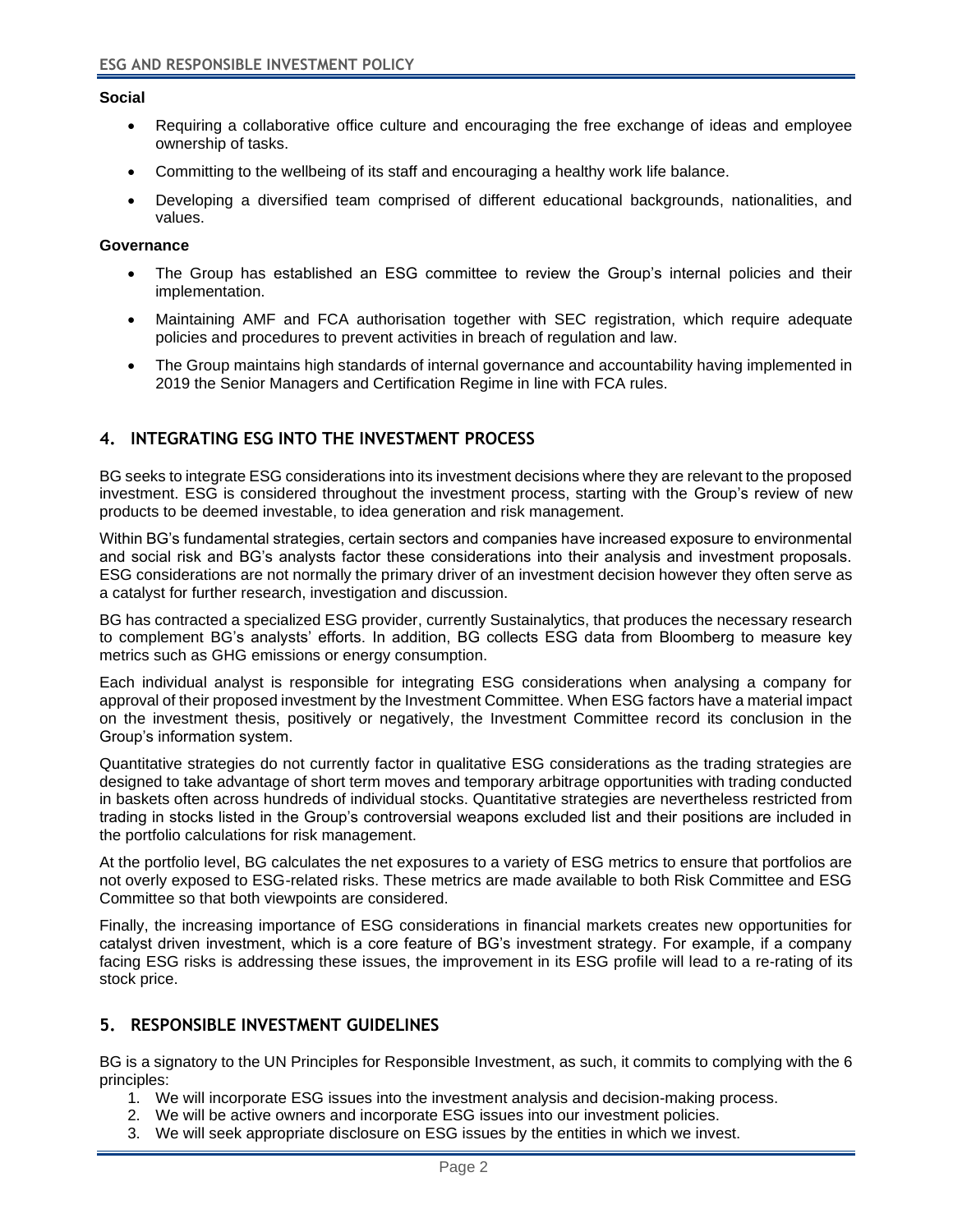**Social**

- Requiring a collaborative office culture and encouraging the free exchange of ideas and employee ownership of tasks.
- Committing to the wellbeing of its staff and encouraging a healthy work life balance.
- Developing a diversified team comprised of different educational backgrounds, nationalities, and values.

**Governance**

- The Group has established an ESG committee to review the Group's internal policies and their implementation.
- Maintaining AMF and FCA authorisation together with SEC registration, which require adequate policies and procedures to prevent activities in breach of regulation and law.
- The Group maintains high standards of internal governance and accountability having implemented in 2019 the Senior Managers and Certification Regime in line with FCA rules.

## 4. INTEGRATING ESG INTO THE INVESTMENT PROCESS

BG seeks to integrate ESG considerations into its investment decisions where they are relevant to the proposed investment. ESG is considered throughout the investment process, starting with the Group's review of new products to be deemed investable, to idea generation and risk management.

Within BG's fundamental strategies, certain sectors and companies have increased exposure to environmental and social risk and BG's analysts factor these considerations into their analysis and investment proposals. ESG considerations are not normally the primary driver of an investment decision however they often serve as a catalyst for further research, investigation and discussion.

BG has contracted a specialized ESG provider, currently Sustainalytics, that produces the necessary research to complement BG's analysts' efforts. In addition, BG collects ESG data from Bloomberg to measure key metrics such as GHG emissions or energy consumption.

Each individual analyst is responsible for integrating ESG considerations when analysing a company for approval of their proposed investment by the Investment Committee. When ESG factors have a material impact on the investment thesis, positively or negatively, the Investment Committee record its conclusion in the Group's information system.

Quantitative strategies do not currently factor in qualitative ESG considerations as the trading strategies are designed to take advantage of short term moves and temporary arbitrage opportunities with trading conducted in baskets often across hundreds of individual stocks. Quantitative strategies are nevertheless restricted from trading in stocks listed in the Group's controversial weapons excluded list and their positions are included in the portfolio calculations for risk management.

At the portfolio level, BG calculates the net exposures to a variety of ESG metrics to ensure that portfolios are not overly exposed to ESG-related risks. These metrics are made available to both Risk Committee and ESG Committee so that both viewpoints are considered.

Finally, the increasing importance of ESG considerations in financial markets creates new opportunities for catalyst driven investment, which is a core feature of BG's investment strategy. For example, if a company facing ESG risks is addressing these issues, the improvement in its ESG profile will lead to a re-rating of its stock price.

## 5. RESPONSIBLE INVESTMENT GUIDELINES

BG is a signatory to the UN Principles for Responsible Investment, as such, it commits to complying with the 6 principles:

1. We will incorporate ESG issues into the investment analysis and decision-making process.
2. We will be active owners and incorporate ESG issues into our investment policies.
3. We will seek appropriate disclosure on ESG issues by the entities in which we invest.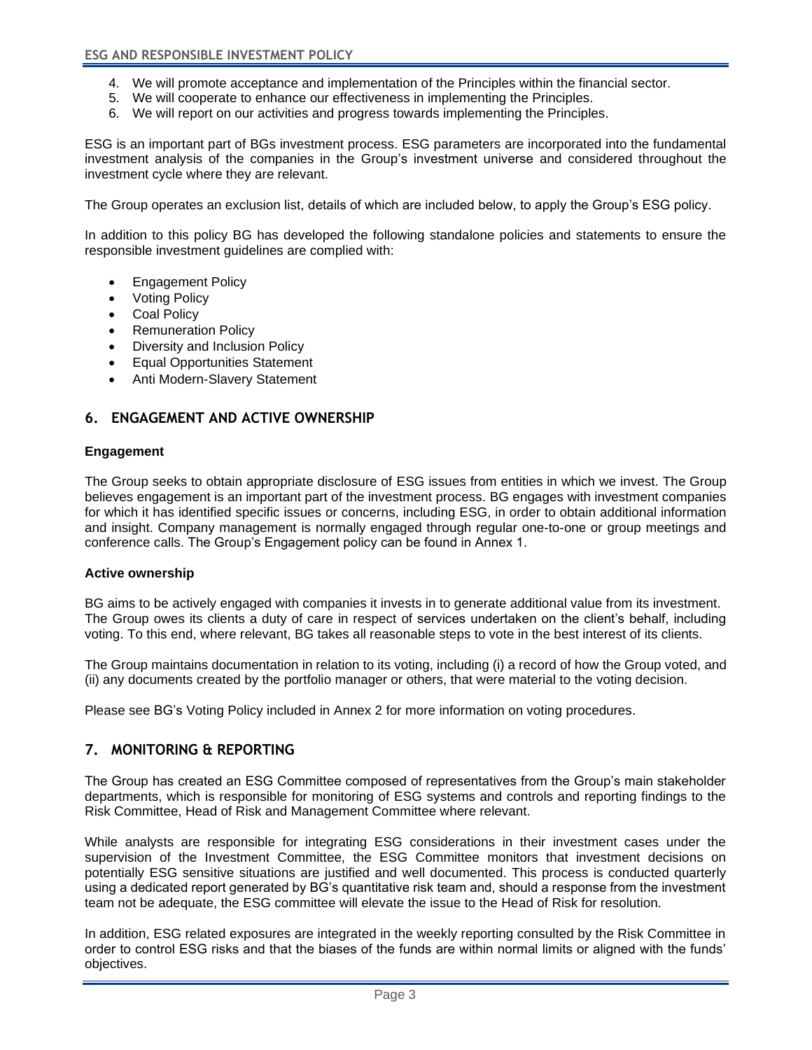4. We will promote acceptance and implementation of the Principles within the financial sector.
5. We will cooperate to enhance our effectiveness in implementing the Principles.
6. We will report on our activities and progress towards implementing the Principles.

ESG is an important part of BGs investment process. ESG parameters are incorporated into the fundamental investment analysis of the companies in the Group's investment universe and considered throughout the investment cycle where they are relevant.

The Group operates an exclusion list, details of which are included below, to apply the Group's ESG policy.

In addition to this policy BG has developed the following standalone policies and statements to ensure the responsible investment guidelines are complied with:

- Engagement Policy
- Voting Policy
- Coal Policy
- Remuneration Policy
- Diversity and Inclusion Policy
- Equal Opportunities Statement
- Anti Modern-Slavery Statement

## 6. ENGAGEMENT AND ACTIVE OWNERSHIP

**Engagement**

The Group seeks to obtain appropriate disclosure of ESG issues from entities in which we invest. The Group believes engagement is an important part of the investment process. BG engages with investment companies for which it has identified specific issues or concerns, including ESG, in order to obtain additional information and insight. Company management is normally engaged through regular one-to-one or group meetings and conference calls. The Group's Engagement policy can be found in Annex 1.

**Active ownership**

BG aims to be actively engaged with companies it invests in to generate additional value from its investment. The Group owes its clients a duty of care in respect of services undertaken on the client's behalf, including voting. To this end, where relevant, BG takes all reasonable steps to vote in the best interest of its clients.

The Group maintains documentation in relation to its voting, including (i) a record of how the Group voted, and (ii) any documents created by the portfolio manager or others, that were material to the voting decision.

Please see BG's Voting Policy included in Annex 2 for more information on voting procedures.

## 7. MONITORING & REPORTING

The Group has created an ESG Committee composed of representatives from the Group's main stakeholder departments, which is responsible for monitoring of ESG systems and controls and reporting findings to the Risk Committee, Head of Risk and Management Committee where relevant.

While analysts are responsible for integrating ESG considerations in their investment cases under the supervision of the Investment Committee, the ESG Committee monitors that investment decisions on potentially ESG sensitive situations are justified and well documented. This process is conducted quarterly using a dedicated report generated by BG's quantitative risk team and, should a response from the investment team not be adequate, the ESG committee will elevate the issue to the Head of Risk for resolution.

In addition, ESG related exposures are integrated in the weekly reporting consulted by the Risk Committee in order to control ESG risks and that the biases of the funds are within normal limits or aligned with the funds' objectives.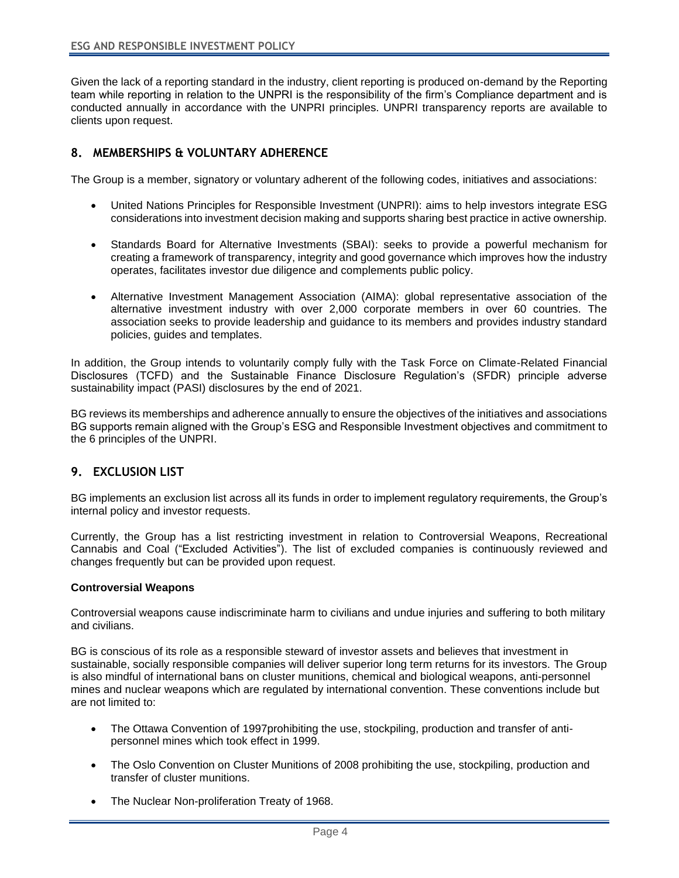Given the lack of a reporting standard in the industry, client reporting is produced on-demand by the Reporting team while reporting in relation to the UNPRI is the responsibility of the firm's Compliance department and is conducted annually in accordance with the UNPRI principles. UNPRI transparency reports are available to clients upon request.

## 8. MEMBERSHIPS & VOLUNTARY ADHERENCE

The Group is a member, signatory or voluntary adherent of the following codes, initiatives and associations:

- United Nations Principles for Responsible Investment (UNPRI): aims to help investors integrate ESG considerations into investment decision making and supports sharing best practice in active ownership.
- Standards Board for Alternative Investments (SBAI): seeks to provide a powerful mechanism for creating a framework of transparency, integrity and good governance which improves how the industry operates, facilitates investor due diligence and complements public policy.
- Alternative Investment Management Association (AIMA): global representative association of the alternative investment industry with over 2,000 corporate members in over 60 countries. The association seeks to provide leadership and guidance to its members and provides industry standard policies, guides and templates.

In addition, the Group intends to voluntarily comply fully with the Task Force on Climate-Related Financial Disclosures (TCFD) and the Sustainable Finance Disclosure Regulation's (SFDR) principle adverse sustainability impact (PASI) disclosures by the end of 2021.

BG reviews its memberships and adherence annually to ensure the objectives of the initiatives and associations BG supports remain aligned with the Group's ESG and Responsible Investment objectives and commitment to the 6 principles of the UNPRI.

## 9. EXCLUSION LIST

BG implements an exclusion list across all its funds in order to implement regulatory requirements, the Group's internal policy and investor requests.

Currently, the Group has a list restricting investment in relation to Controversial Weapons, Recreational Cannabis and Coal ("Excluded Activities"). The list of excluded companies is continuously reviewed and changes frequently but can be provided upon request.

**Controversial Weapons**

Controversial weapons cause indiscriminate harm to civilians and undue injuries and suffering to both military and civilians.

BG is conscious of its role as a responsible steward of investor assets and believes that investment in sustainable, socially responsible companies will deliver superior long term returns for its investors. The Group is also mindful of international bans on cluster munitions, chemical and biological weapons, anti-personnel mines and nuclear weapons which are regulated by international convention. These conventions include but are not limited to:

- The Ottawa Convention of 1997prohibiting the use, stockpiling, production and transfer of anti-personnel mines which took effect in 1999.
- The Oslo Convention on Cluster Munitions of 2008 prohibiting the use, stockpiling, production and transfer of cluster munitions.
- The Nuclear Non-proliferation Treaty of 1968.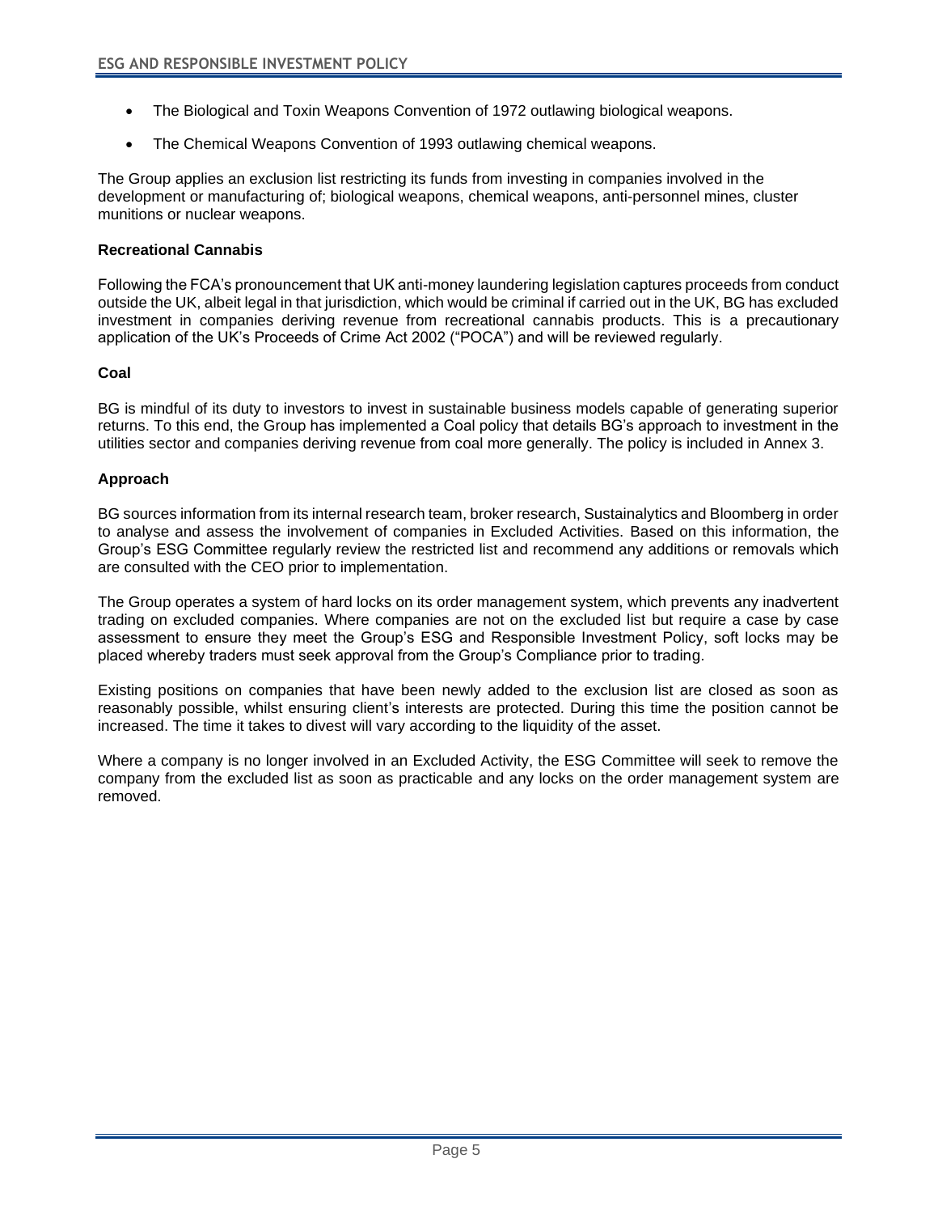- The Biological and Toxin Weapons Convention of 1972 outlawing biological weapons.
- The Chemical Weapons Convention of 1993 outlawing chemical weapons.

The Group applies an exclusion list restricting its funds from investing in companies involved in the development or manufacturing of; biological weapons, chemical weapons, anti-personnel mines, cluster munitions or nuclear weapons.

**Recreational Cannabis**

Following the FCA's pronouncement that UK anti-money laundering legislation captures proceeds from conduct outside the UK, albeit legal in that jurisdiction, which would be criminal if carried out in the UK, BG has excluded investment in companies deriving revenue from recreational cannabis products. This is a precautionary application of the UK's Proceeds of Crime Act 2002 ("POCA") and will be reviewed regularly.

**Coal**

BG is mindful of its duty to investors to invest in sustainable business models capable of generating superior returns. To this end, the Group has implemented a Coal policy that details BG's approach to investment in the utilities sector and companies deriving revenue from coal more generally. The policy is included in Annex 3.

**Approach**

BG sources information from its internal research team, broker research, Sustainalytics and Bloomberg in order to analyse and assess the involvement of companies in Excluded Activities. Based on this information, the Group's ESG Committee regularly review the restricted list and recommend any additions or removals which are consulted with the CEO prior to implementation.

The Group operates a system of hard locks on its order management system, which prevents any inadvertent trading on excluded companies. Where companies are not on the excluded list but require a case by case assessment to ensure they meet the Group's ESG and Responsible Investment Policy, soft locks may be placed whereby traders must seek approval from the Group's Compliance prior to trading.

Existing positions on companies that have been newly added to the exclusion list are closed as soon as reasonably possible, whilst ensuring client's interests are protected. During this time the position cannot be increased. The time it takes to divest will vary according to the liquidity of the asset.

Where a company is no longer involved in an Excluded Activity, the ESG Committee will seek to remove the company from the excluded list as soon as practicable and any locks on the order management system are removed.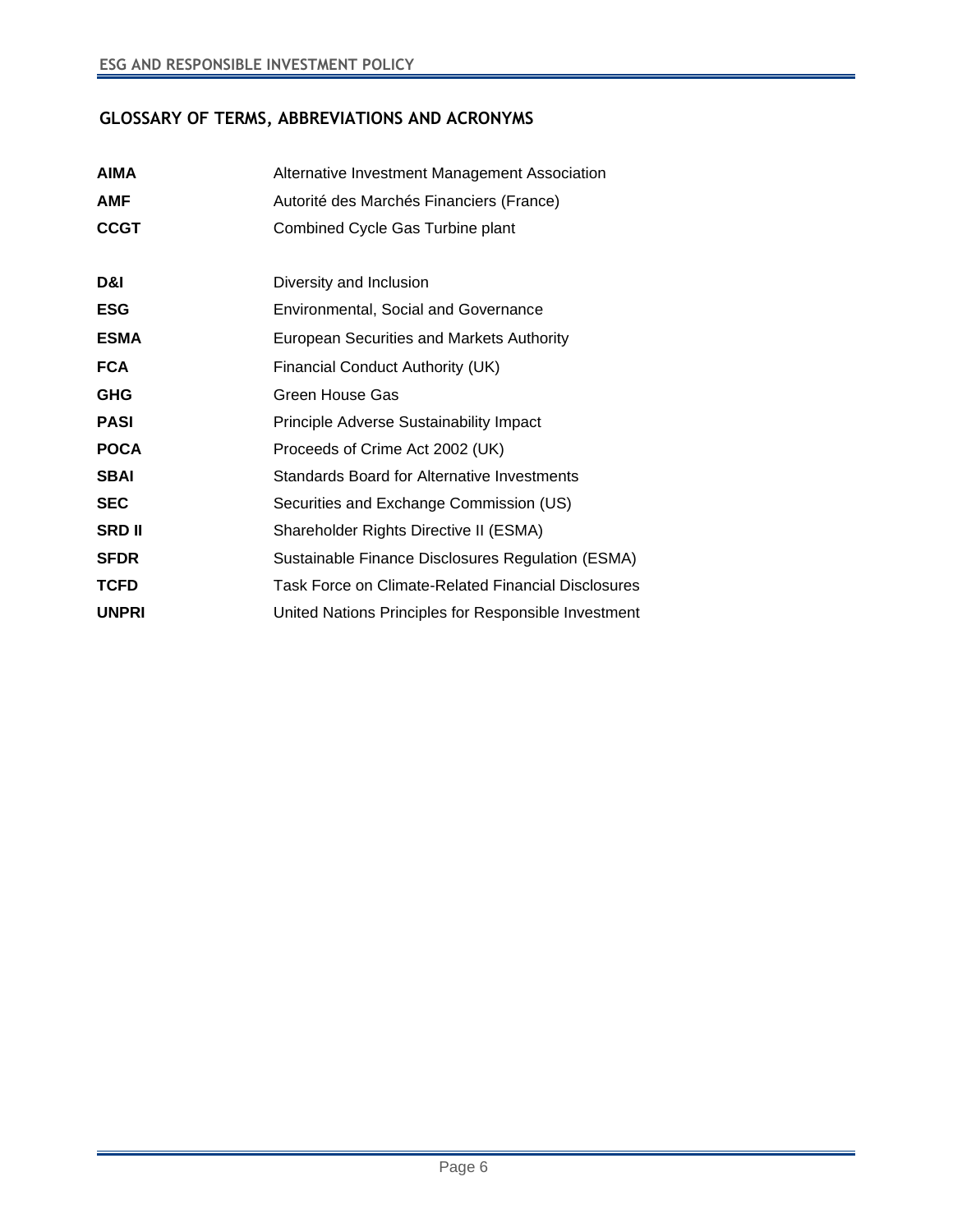## GLOSSARY OF TERMS, ABBREVIATIONS AND ACRONYMS

| | |
|---|---|
| **AIMA** | Alternative Investment Management Association |
| **AMF** | Autorité des Marchés Financiers (France) |
| **CCGT** | Combined Cycle Gas Turbine plant |
| **D&I** | Diversity and Inclusion |
| **ESG** | Environmental, Social and Governance |
| **ESMA** | European Securities and Markets Authority |
| **FCA** | Financial Conduct Authority (UK) |
| **GHG** | Green House Gas |
| **PASI** | Principle Adverse Sustainability Impact |
| **POCA** | Proceeds of Crime Act 2002 (UK) |
| **SBAI** | Standards Board for Alternative Investments |
| **SEC** | Securities and Exchange Commission (US) |
| **SRD II** | Shareholder Rights Directive II (ESMA) |
| **SFDR** | Sustainable Finance Disclosures Regulation (ESMA) |
| **TCFD** | Task Force on Climate-Related Financial Disclosures |
| **UNPRI** | United Nations Principles for Responsible Investment |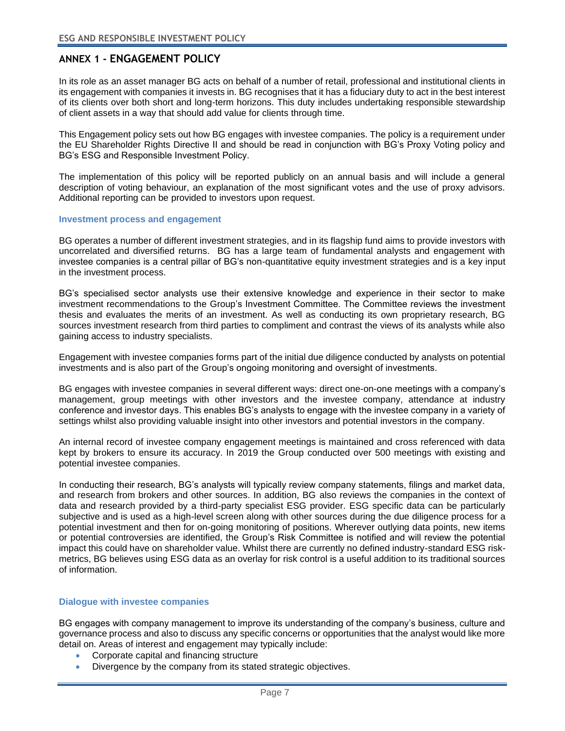## ANNEX 1 - ENGAGEMENT POLICY

In its role as an asset manager BG acts on behalf of a number of retail, professional and institutional clients in its engagement with companies it invests in. BG recognises that it has a fiduciary duty to act in the best interest of its clients over both short and long-term horizons. This duty includes undertaking responsible stewardship of client assets in a way that should add value for clients through time.

This Engagement policy sets out how BG engages with investee companies. The policy is a requirement under the EU Shareholder Rights Directive II and should be read in conjunction with BG's Proxy Voting policy and BG's ESG and Responsible Investment Policy.

The implementation of this policy will be reported publicly on an annual basis and will include a general description of voting behaviour, an explanation of the most significant votes and the use of proxy advisors. Additional reporting can be provided to investors upon request.

### Investment process and engagement

BG operates a number of different investment strategies, and in its flagship fund aims to provide investors with uncorrelated and diversified returns. BG has a large team of fundamental analysts and engagement with investee companies is a central pillar of BG's non-quantitative equity investment strategies and is a key input in the investment process.

BG's specialised sector analysts use their extensive knowledge and experience in their sector to make investment recommendations to the Group's Investment Committee. The Committee reviews the investment thesis and evaluates the merits of an investment. As well as conducting its own proprietary research, BG sources investment research from third parties to compliment and contrast the views of its analysts while also gaining access to industry specialists.

Engagement with investee companies forms part of the initial due diligence conducted by analysts on potential investments and is also part of the Group's ongoing monitoring and oversight of investments.

BG engages with investee companies in several different ways: direct one-on-one meetings with a company's management, group meetings with other investors and the investee company, attendance at industry conference and investor days. This enables BG's analysts to engage with the investee company in a variety of settings whilst also providing valuable insight into other investors and potential investors in the company.

An internal record of investee company engagement meetings is maintained and cross referenced with data kept by brokers to ensure its accuracy. In 2019 the Group conducted over 500 meetings with existing and potential investee companies.

In conducting their research, BG's analysts will typically review company statements, filings and market data, and research from brokers and other sources. In addition, BG also reviews the companies in the context of data and research provided by a third-party specialist ESG provider. ESG specific data can be particularly subjective and is used as a high-level screen along with other sources during the due diligence process for a potential investment and then for on-going monitoring of positions. Wherever outlying data points, new items or potential controversies are identified, the Group's Risk Committee is notified and will review the potential impact this could have on shareholder value. Whilst there are currently no defined industry-standard ESG risk-metrics, BG believes using ESG data as an overlay for risk control is a useful addition to its traditional sources of information.

### Dialogue with investee companies

BG engages with company management to improve its understanding of the company's business, culture and governance process and also to discuss any specific concerns or opportunities that the analyst would like more detail on. Areas of interest and engagement may typically include:

- Corporate capital and financing structure
- Divergence by the company from its stated strategic objectives.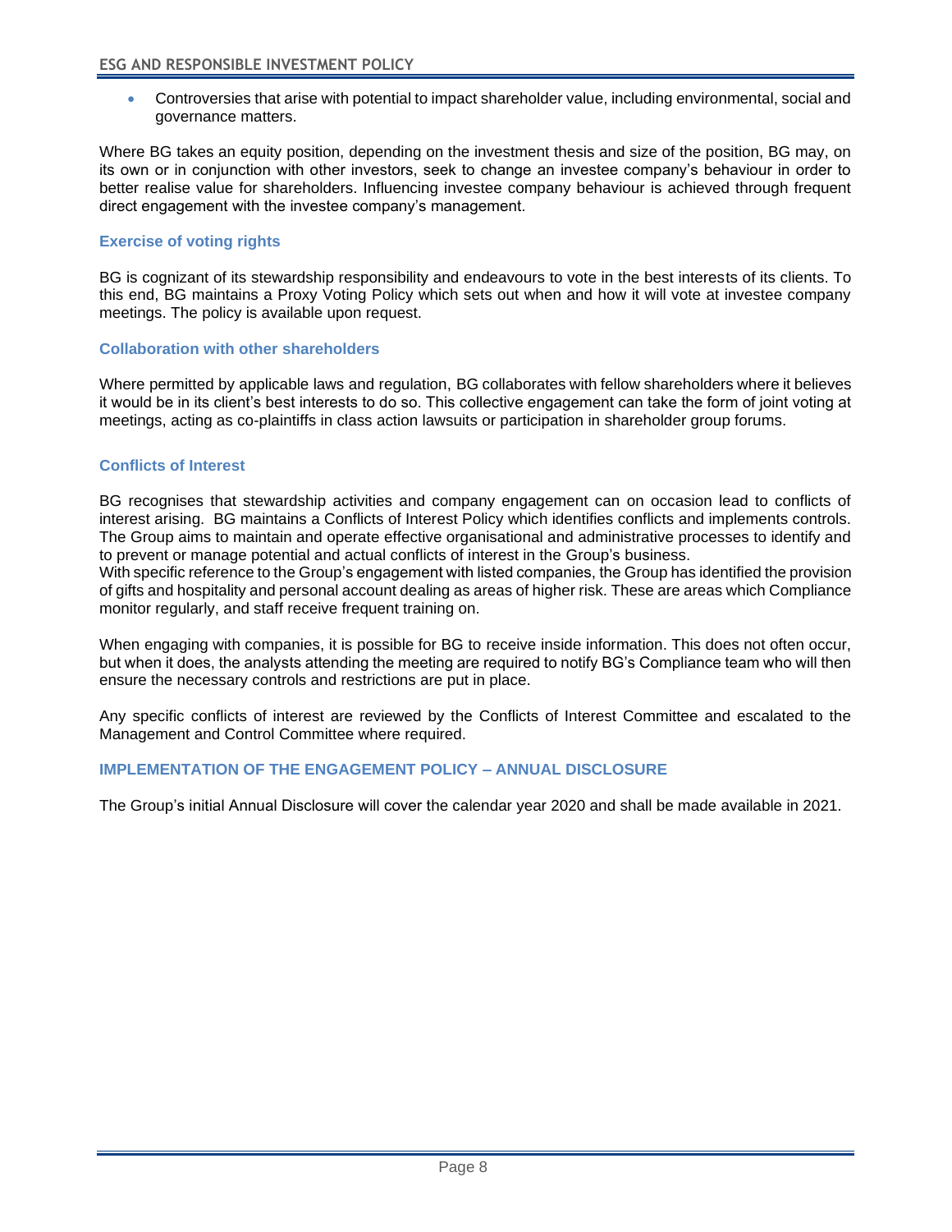- Controversies that arise with potential to impact shareholder value, including environmental, social and governance matters.

Where BG takes an equity position, depending on the investment thesis and size of the position, BG may, on its own or in conjunction with other investors, seek to change an investee company's behaviour in order to better realise value for shareholders. Influencing investee company behaviour is achieved through frequent direct engagement with the investee company's management.

### Exercise of voting rights

BG is cognizant of its stewardship responsibility and endeavours to vote in the best interests of its clients. To this end, BG maintains a Proxy Voting Policy which sets out when and how it will vote at investee company meetings. The policy is available upon request.

### Collaboration with other shareholders

Where permitted by applicable laws and regulation, BG collaborates with fellow shareholders where it believes it would be in its client's best interests to do so. This collective engagement can take the form of joint voting at meetings, acting as co-plaintiffs in class action lawsuits or participation in shareholder group forums.

### Conflicts of Interest

BG recognises that stewardship activities and company engagement can on occasion lead to conflicts of interest arising. BG maintains a Conflicts of Interest Policy which identifies conflicts and implements controls. The Group aims to maintain and operate effective organisational and administrative processes to identify and to prevent or manage potential and actual conflicts of interest in the Group's business.
With specific reference to the Group's engagement with listed companies, the Group has identified the provision of gifts and hospitality and personal account dealing as areas of higher risk. These are areas which Compliance monitor regularly, and staff receive frequent training on.

When engaging with companies, it is possible for BG to receive inside information. This does not often occur, but when it does, the analysts attending the meeting are required to notify BG's Compliance team who will then ensure the necessary controls and restrictions are put in place.

Any specific conflicts of interest are reviewed by the Conflicts of Interest Committee and escalated to the Management and Control Committee where required.

## IMPLEMENTATION OF THE ENGAGEMENT POLICY – ANNUAL DISCLOSURE

The Group's initial Annual Disclosure will cover the calendar year 2020 and shall be made available in 2021.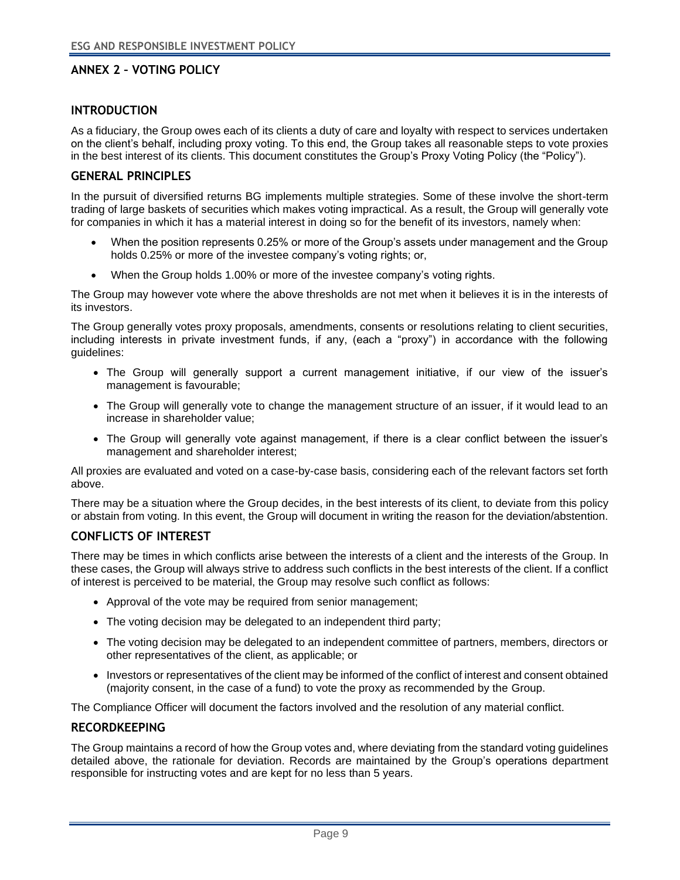## ANNEX 2 – VOTING POLICY

### INTRODUCTION

As a fiduciary, the Group owes each of its clients a duty of care and loyalty with respect to services undertaken on the client's behalf, including proxy voting. To this end, the Group takes all reasonable steps to vote proxies in the best interest of its clients. This document constitutes the Group's Proxy Voting Policy (the "Policy").

### GENERAL PRINCIPLES

In the pursuit of diversified returns BG implements multiple strategies. Some of these involve the short-term trading of large baskets of securities which makes voting impractical. As a result, the Group will generally vote for companies in which it has a material interest in doing so for the benefit of its investors, namely when:

- When the position represents 0.25% or more of the Group's assets under management and the Group holds 0.25% or more of the investee company's voting rights; or,
- When the Group holds 1.00% or more of the investee company's voting rights.

The Group may however vote where the above thresholds are not met when it believes it is in the interests of its investors.

The Group generally votes proxy proposals, amendments, consents or resolutions relating to client securities, including interests in private investment funds, if any, (each a "proxy") in accordance with the following guidelines:

- The Group will generally support a current management initiative, if our view of the issuer's management is favourable;
- The Group will generally vote to change the management structure of an issuer, if it would lead to an increase in shareholder value;
- The Group will generally vote against management, if there is a clear conflict between the issuer's management and shareholder interest;

All proxies are evaluated and voted on a case-by-case basis, considering each of the relevant factors set forth above.

There may be a situation where the Group decides, in the best interests of its client, to deviate from this policy or abstain from voting. In this event, the Group will document in writing the reason for the deviation/abstention.

### CONFLICTS OF INTEREST

There may be times in which conflicts arise between the interests of a client and the interests of the Group. In these cases, the Group will always strive to address such conflicts in the best interests of the client. If a conflict of interest is perceived to be material, the Group may resolve such conflict as follows:

- Approval of the vote may be required from senior management;
- The voting decision may be delegated to an independent third party;
- The voting decision may be delegated to an independent committee of partners, members, directors or other representatives of the client, as applicable; or
- Investors or representatives of the client may be informed of the conflict of interest and consent obtained (majority consent, in the case of a fund) to vote the proxy as recommended by the Group.

The Compliance Officer will document the factors involved and the resolution of any material conflict.

### RECORDKEEPING

The Group maintains a record of how the Group votes and, where deviating from the standard voting guidelines detailed above, the rationale for deviation. Records are maintained by the Group's operations department responsible for instructing votes and are kept for no less than 5 years.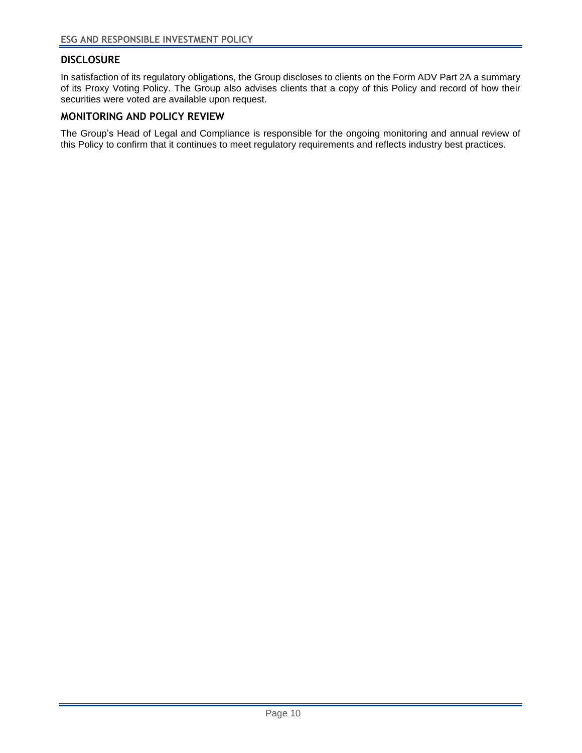## DISCLOSURE

In satisfaction of its regulatory obligations, the Group discloses to clients on the Form ADV Part 2A a summary of its Proxy Voting Policy. The Group also advises clients that a copy of this Policy and record of how their securities were voted are available upon request.

## MONITORING AND POLICY REVIEW

The Group's Head of Legal and Compliance is responsible for the ongoing monitoring and annual review of this Policy to confirm that it continues to meet regulatory requirements and reflects industry best practices.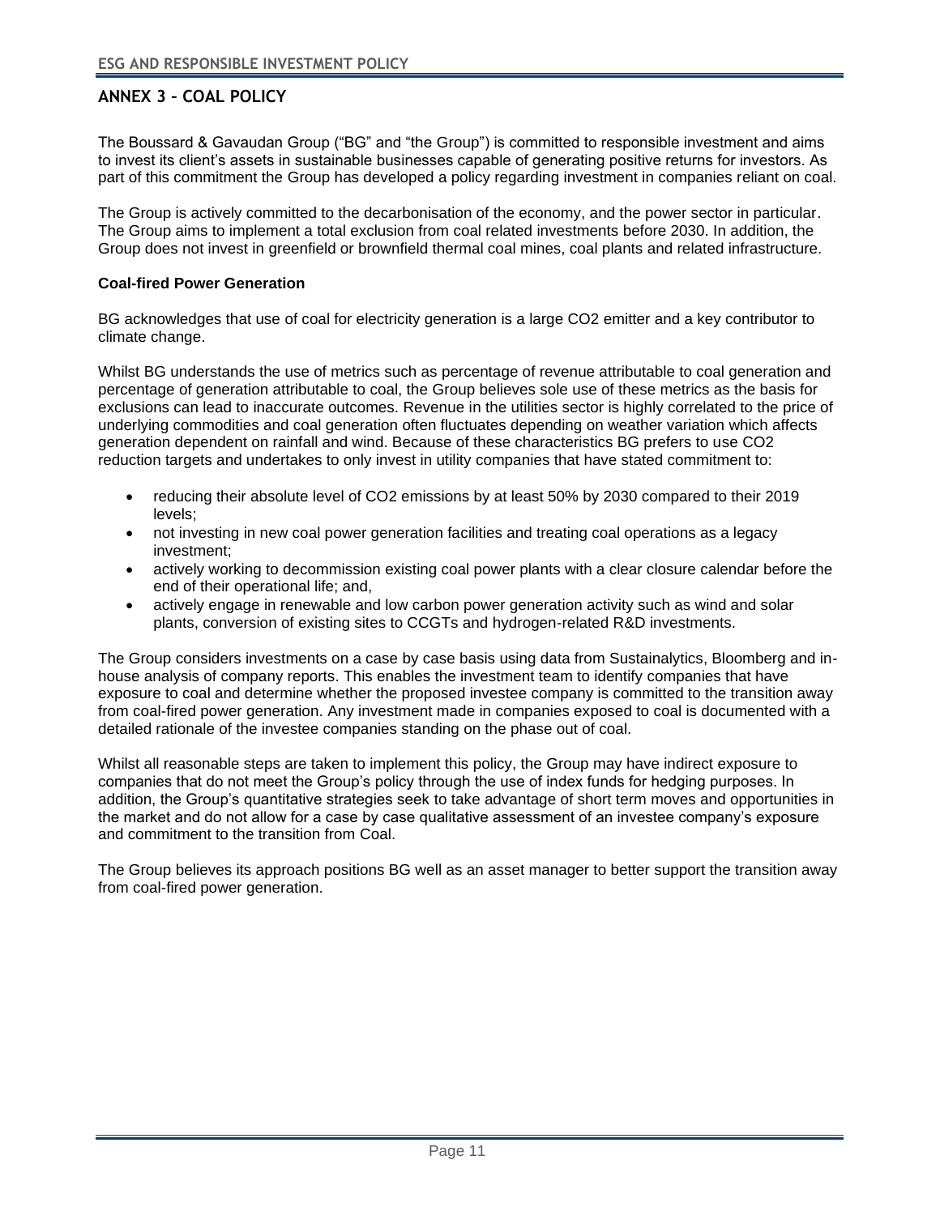## ANNEX 3 – COAL POLICY

The Boussard & Gavaudan Group ("BG" and "the Group") is committed to responsible investment and aims to invest its client's assets in sustainable businesses capable of generating positive returns for investors. As part of this commitment the Group has developed a policy regarding investment in companies reliant on coal.

The Group is actively committed to the decarbonisation of the economy, and the power sector in particular. The Group aims to implement a total exclusion from coal related investments before 2030. In addition, the Group does not invest in greenfield or brownfield thermal coal mines, coal plants and related infrastructure.

**Coal-fired Power Generation**

BG acknowledges that use of coal for electricity generation is a large $CO_2$ emitter and a key contributor to climate change.

Whilst BG understands the use of metrics such as percentage of revenue attributable to coal generation and percentage of generation attributable to coal, the Group believes sole use of these metrics as the basis for exclusions can lead to inaccurate outcomes. Revenue in the utilities sector is highly correlated to the price of underlying commodities and coal generation often fluctuates depending on weather variation which affects generation dependent on rainfall and wind. Because of these characteristics BG prefers to use $CO_2$ reduction targets and undertakes to only invest in utility companies that have stated commitment to:

- reducing their absolute level of $CO_2$ emissions by at least 50% by 2030 compared to their 2019 levels;
- not investing in new coal power generation facilities and treating coal operations as a legacy investment;
- actively working to decommission existing coal power plants with a clear closure calendar before the end of their operational life; and,
- actively engage in renewable and low carbon power generation activity such as wind and solar plants, conversion of existing sites to CCGTs and hydrogen-related R&D investments.

The Group considers investments on a case by case basis using data from Sustainalytics, Bloomberg and in-house analysis of company reports. This enables the investment team to identify companies that have exposure to coal and determine whether the proposed investee company is committed to the transition away from coal-fired power generation. Any investment made in companies exposed to coal is documented with a detailed rationale of the investee companies standing on the phase out of coal.

Whilst all reasonable steps are taken to implement this policy, the Group may have indirect exposure to companies that do not meet the Group's policy through the use of index funds for hedging purposes. In addition, the Group's quantitative strategies seek to take advantage of short term moves and opportunities in the market and do not allow for a case by case qualitative assessment of an investee company's exposure and commitment to the transition from Coal.

The Group believes its approach positions BG well as an asset manager to better support the transition away from coal-fired power generation.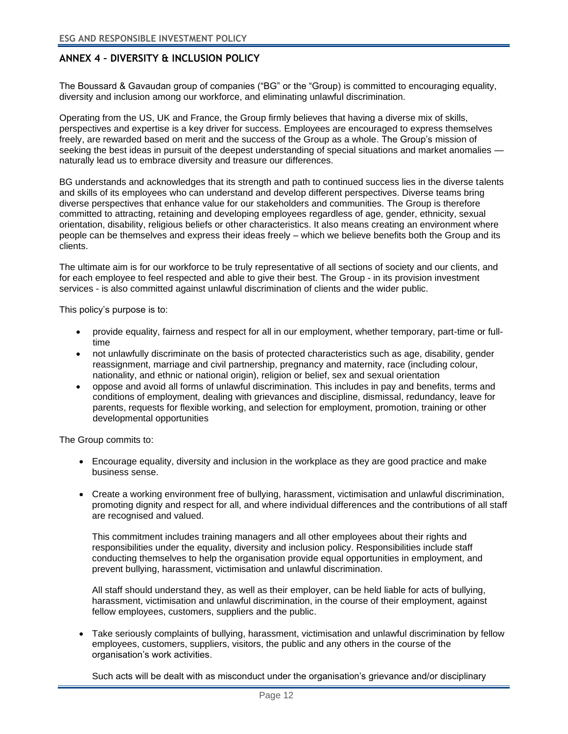## ANNEX 4 – DIVERSITY & INCLUSION POLICY

The Boussard & Gavaudan group of companies ("BG" or the "Group) is committed to encouraging equality, diversity and inclusion among our workforce, and eliminating unlawful discrimination.

Operating from the US, UK and France, the Group firmly believes that having a diverse mix of skills, perspectives and expertise is a key driver for success. Employees are encouraged to express themselves freely, are rewarded based on merit and the success of the Group as a whole. The Group's mission of seeking the best ideas in pursuit of the deepest understanding of special situations and market anomalies — naturally lead us to embrace diversity and treasure our differences.

BG understands and acknowledges that its strength and path to continued success lies in the diverse talents and skills of its employees who can understand and develop different perspectives. Diverse teams bring diverse perspectives that enhance value for our stakeholders and communities. The Group is therefore committed to attracting, retaining and developing employees regardless of age, gender, ethnicity, sexual orientation, disability, religious beliefs or other characteristics. It also means creating an environment where people can be themselves and express their ideas freely – which we believe benefits both the Group and its clients.

The ultimate aim is for our workforce to be truly representative of all sections of society and our clients, and for each employee to feel respected and able to give their best. The Group - in its provision investment services - is also committed against unlawful discrimination of clients and the wider public.

This policy's purpose is to:

- provide equality, fairness and respect for all in our employment, whether temporary, part-time or full-time
- not unlawfully discriminate on the basis of protected characteristics such as age, disability, gender reassignment, marriage and civil partnership, pregnancy and maternity, race (including colour, nationality, and ethnic or national origin), religion or belief, sex and sexual orientation
- oppose and avoid all forms of unlawful discrimination. This includes in pay and benefits, terms and conditions of employment, dealing with grievances and discipline, dismissal, redundancy, leave for parents, requests for flexible working, and selection for employment, promotion, training or other developmental opportunities

The Group commits to:

- Encourage equality, diversity and inclusion in the workplace as they are good practice and make business sense.

- Create a working environment free of bullying, harassment, victimisation and unlawful discrimination, promoting dignity and respect for all, and where individual differences and the contributions of all staff are recognised and valued.

  This commitment includes training managers and all other employees about their rights and responsibilities under the equality, diversity and inclusion policy. Responsibilities include staff conducting themselves to help the organisation provide equal opportunities in employment, and prevent bullying, harassment, victimisation and unlawful discrimination.

  All staff should understand they, as well as their employer, can be held liable for acts of bullying, harassment, victimisation and unlawful discrimination, in the course of their employment, against fellow employees, customers, suppliers and the public.

- Take seriously complaints of bullying, harassment, victimisation and unlawful discrimination by fellow employees, customers, suppliers, visitors, the public and any others in the course of the organisation's work activities.

  Such acts will be dealt with as misconduct under the organisation's grievance and/or disciplinary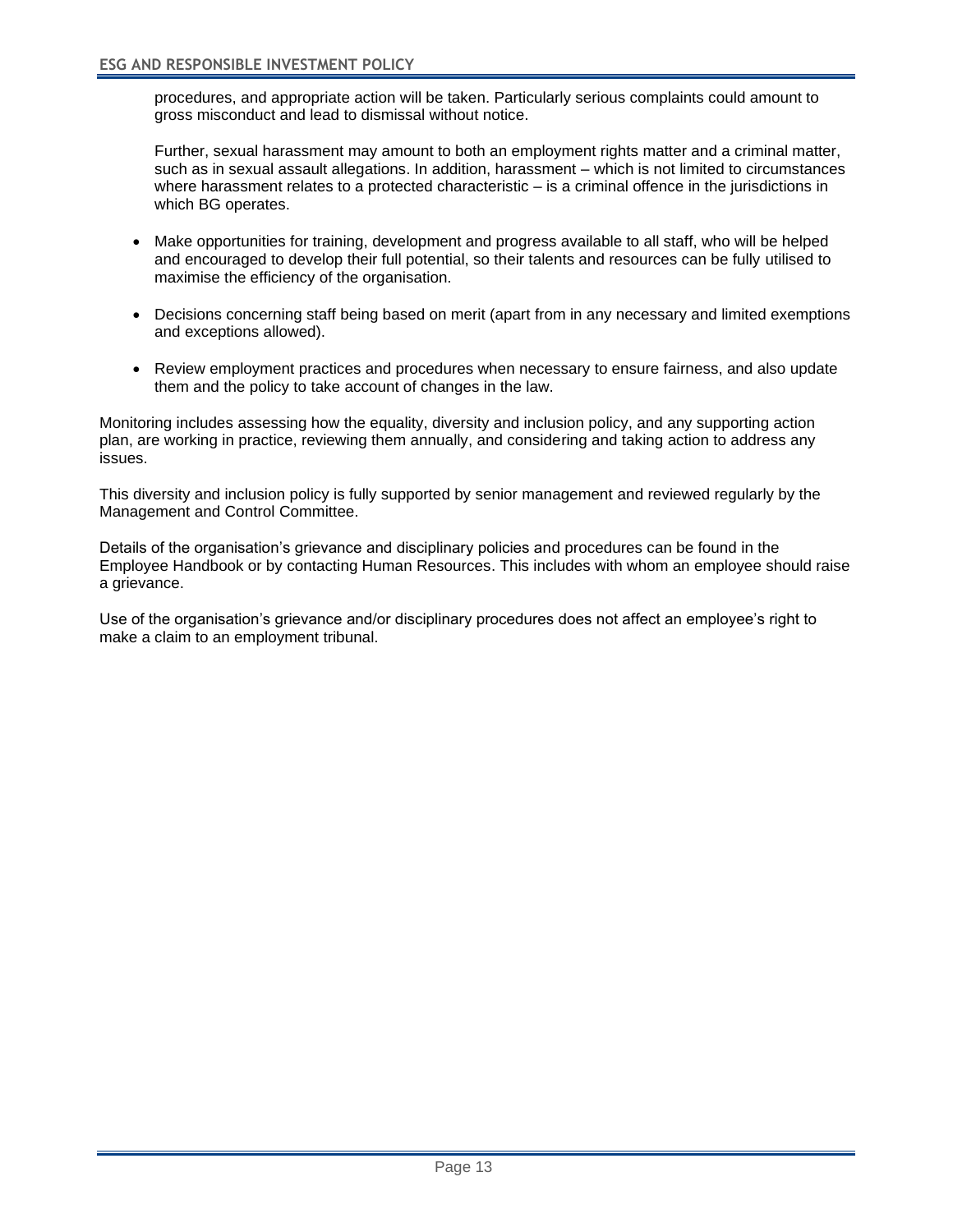procedures, and appropriate action will be taken. Particularly serious complaints could amount to gross misconduct and lead to dismissal without notice.

Further, sexual harassment may amount to both an employment rights matter and a criminal matter, such as in sexual assault allegations. In addition, harassment – which is not limited to circumstances where harassment relates to a protected characteristic – is a criminal offence in the jurisdictions in which BG operates.

- Make opportunities for training, development and progress available to all staff, who will be helped and encouraged to develop their full potential, so their talents and resources can be fully utilised to maximise the efficiency of the organisation.
- Decisions concerning staff being based on merit (apart from in any necessary and limited exemptions and exceptions allowed).
- Review employment practices and procedures when necessary to ensure fairness, and also update them and the policy to take account of changes in the law.

Monitoring includes assessing how the equality, diversity and inclusion policy, and any supporting action plan, are working in practice, reviewing them annually, and considering and taking action to address any issues.

This diversity and inclusion policy is fully supported by senior management and reviewed regularly by the Management and Control Committee.

Details of the organisation's grievance and disciplinary policies and procedures can be found in the Employee Handbook or by contacting Human Resources. This includes with whom an employee should raise a grievance.

Use of the organisation's grievance and/or disciplinary procedures does not affect an employee's right to make a claim to an employment tribunal.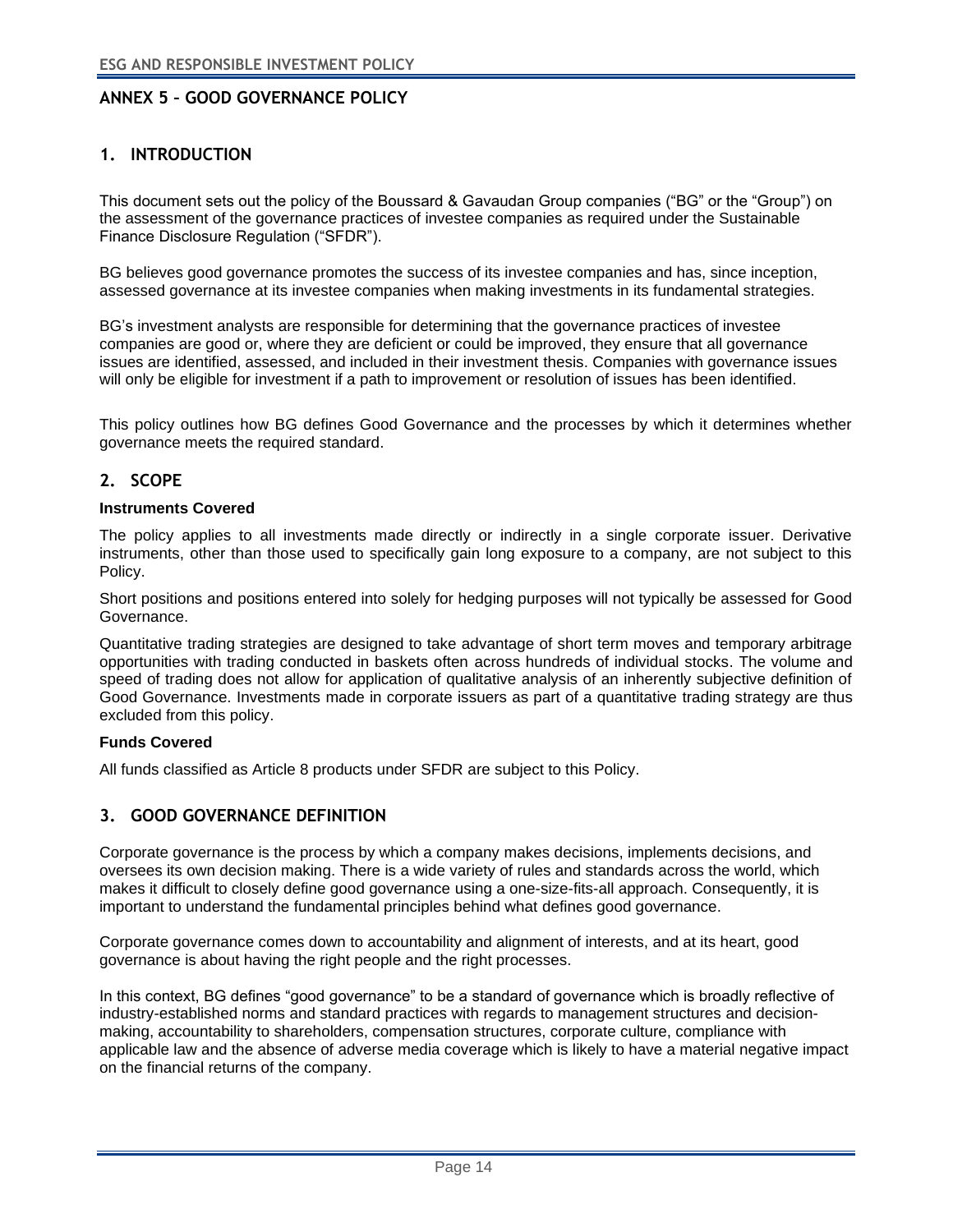## ANNEX 5 – GOOD GOVERNANCE POLICY

### 1. INTRODUCTION

This document sets out the policy of the Boussard & Gavaudan Group companies ("BG" or the "Group") on the assessment of the governance practices of investee companies as required under the Sustainable Finance Disclosure Regulation ("SFDR").

BG believes good governance promotes the success of its investee companies and has, since inception, assessed governance at its investee companies when making investments in its fundamental strategies.

BG's investment analysts are responsible for determining that the governance practices of investee companies are good or, where they are deficient or could be improved, they ensure that all governance issues are identified, assessed, and included in their investment thesis. Companies with governance issues will only be eligible for investment if a path to improvement or resolution of issues has been identified.

This policy outlines how BG defines Good Governance and the processes by which it determines whether governance meets the required standard.

### 2. SCOPE

**Instruments Covered**

The policy applies to all investments made directly or indirectly in a single corporate issuer. Derivative instruments, other than those used to specifically gain long exposure to a company, are not subject to this Policy.

Short positions and positions entered into solely for hedging purposes will not typically be assessed for Good Governance.

Quantitative trading strategies are designed to take advantage of short term moves and temporary arbitrage opportunities with trading conducted in baskets often across hundreds of individual stocks. The volume and speed of trading does not allow for application of qualitative analysis of an inherently subjective definition of Good Governance. Investments made in corporate issuers as part of a quantitative trading strategy are thus excluded from this policy.

**Funds Covered**

All funds classified as Article 8 products under SFDR are subject to this Policy.

### 3. GOOD GOVERNANCE DEFINITION

Corporate governance is the process by which a company makes decisions, implements decisions, and oversees its own decision making. There is a wide variety of rules and standards across the world, which makes it difficult to closely define good governance using a one-size-fits-all approach. Consequently, it is important to understand the fundamental principles behind what defines good governance.

Corporate governance comes down to accountability and alignment of interests, and at its heart, good governance is about having the right people and the right processes.

In this context, BG defines "good governance" to be a standard of governance which is broadly reflective of industry-established norms and standard practices with regards to management structures and decision-making, accountability to shareholders, compensation structures, corporate culture, compliance with applicable law and the absence of adverse media coverage which is likely to have a material negative impact on the financial returns of the company.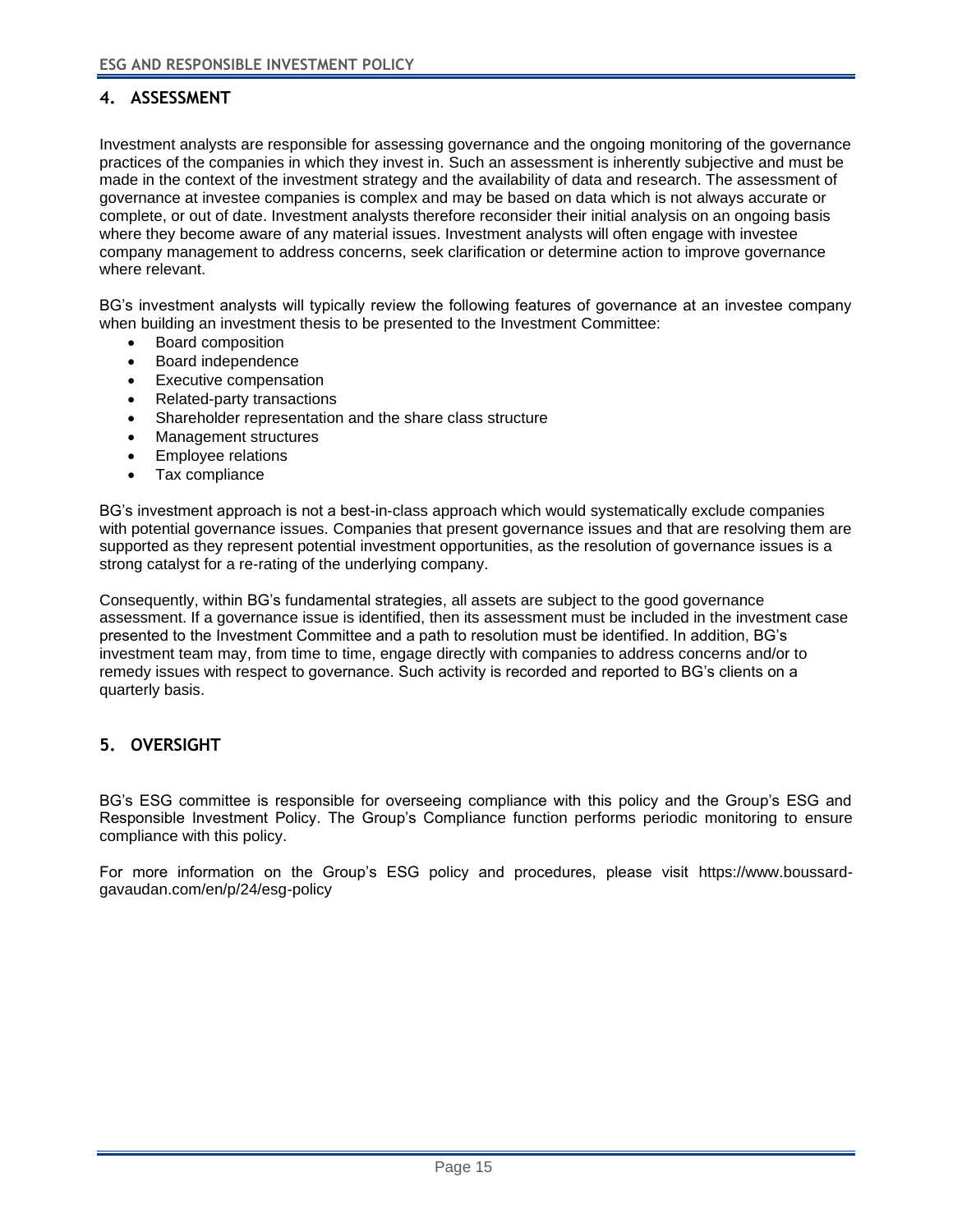## 4. ASSESSMENT

Investment analysts are responsible for assessing governance and the ongoing monitoring of the governance practices of the companies in which they invest in. Such an assessment is inherently subjective and must be made in the context of the investment strategy and the availability of data and research. The assessment of governance at investee companies is complex and may be based on data which is not always accurate or complete, or out of date. Investment analysts therefore reconsider their initial analysis on an ongoing basis where they become aware of any material issues. Investment analysts will often engage with investee company management to address concerns, seek clarification or determine action to improve governance where relevant.

BG's investment analysts will typically review the following features of governance at an investee company when building an investment thesis to be presented to the Investment Committee:

- Board composition
- Board independence
- Executive compensation
- Related-party transactions
- Shareholder representation and the share class structure
- Management structures
- Employee relations
- Tax compliance

BG's investment approach is not a best-in-class approach which would systematically exclude companies with potential governance issues. Companies that present governance issues and that are resolving them are supported as they represent potential investment opportunities, as the resolution of governance issues is a strong catalyst for a re-rating of the underlying company.

Consequently, within BG's fundamental strategies, all assets are subject to the good governance assessment. If a governance issue is identified, then its assessment must be included in the investment case presented to the Investment Committee and a path to resolution must be identified. In addition, BG's investment team may, from time to time, engage directly with companies to address concerns and/or to remedy issues with respect to governance. Such activity is recorded and reported to BG's clients on a quarterly basis.

## 5. OVERSIGHT

BG's ESG committee is responsible for overseeing compliance with this policy and the Group's ESG and Responsible Investment Policy. The Group's Compliance function performs periodic monitoring to ensure compliance with this policy.

For more information on the Group's ESG policy and procedures, please visit https://www.boussard-gavaudan.com/en/p/24/esg-policy